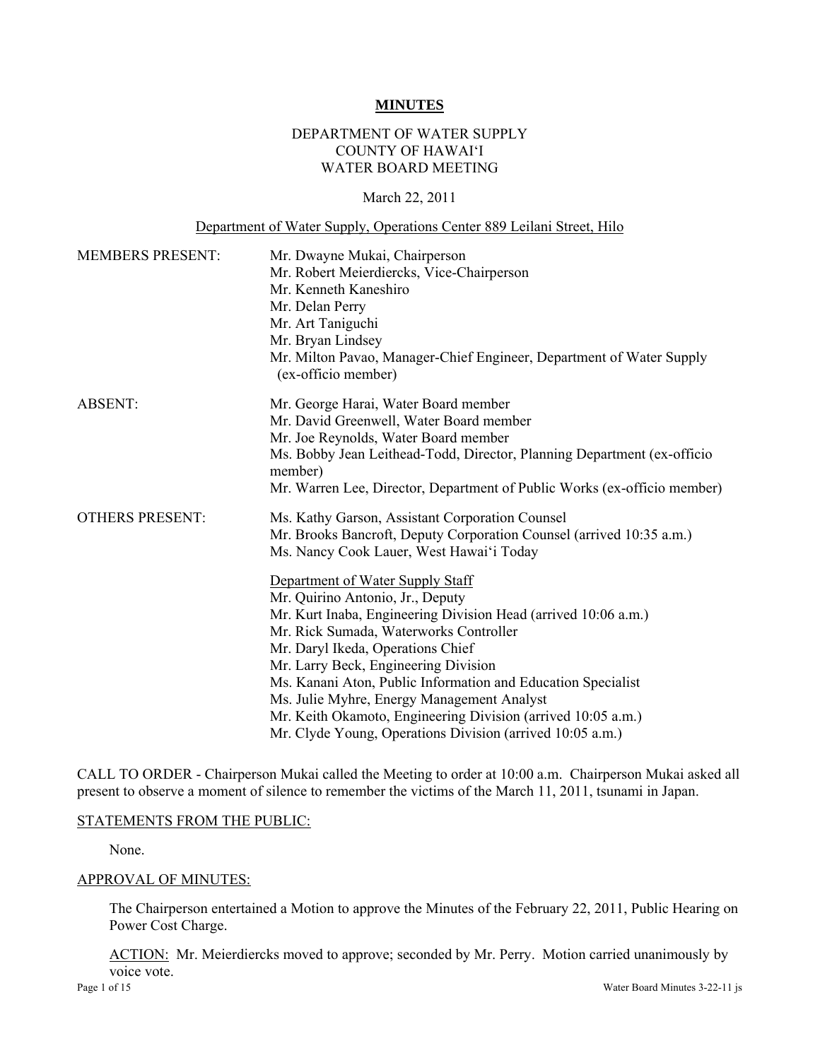# MINUTES

DEPARTMENT OF WATER SUPPLY
COUNTY OF HAWAI'I
WATER BOARD MEETING

March 22, 2011

Department of Water Supply, Operations Center 889 Leilani Street, Hilo

| | |
|---|---|
| MEMBERS PRESENT: | Mr. Dwayne Mukai, Chairperson<br>Mr. Robert Meierdiercks, Vice-Chairperson<br>Mr. Kenneth Kaneshiro<br>Mr. Delan Perry<br>Mr. Art Taniguchi<br>Mr. Bryan Lindsey<br>Mr. Milton Pavao, Manager-Chief Engineer, Department of Water Supply (ex-officio member) |
| ABSENT: | Mr. George Harai, Water Board member<br>Mr. David Greenwell, Water Board member<br>Mr. Joe Reynolds, Water Board member<br>Ms. Bobby Jean Leithead-Todd, Director, Planning Department (ex-officio member)<br>Mr. Warren Lee, Director, Department of Public Works (ex-officio member) |
| OTHERS PRESENT: | Ms. Kathy Garson, Assistant Corporation Counsel<br>Mr. Brooks Bancroft, Deputy Corporation Counsel (arrived 10:35 a.m.)<br>Ms. Nancy Cook Lauer, West Hawai'i Today<br><br>Department of Water Supply Staff<br>Mr. Quirino Antonio, Jr., Deputy<br>Mr. Kurt Inaba, Engineering Division Head (arrived 10:06 a.m.)<br>Mr. Rick Sumada, Waterworks Controller<br>Mr. Daryl Ikeda, Operations Chief<br>Mr. Larry Beck, Engineering Division<br>Ms. Kanani Aton, Public Information and Education Specialist<br>Ms. Julie Myhre, Energy Management Analyst<br>Mr. Keith Okamoto, Engineering Division (arrived 10:05 a.m.)<br>Mr. Clyde Young, Operations Division (arrived 10:05 a.m.) |

CALL TO ORDER - Chairperson Mukai called the Meeting to order at 10:00 a.m. Chairperson Mukai asked all present to observe a moment of silence to remember the victims of the March 11, 2011, tsunami in Japan.

STATEMENTS FROM THE PUBLIC:

None.

APPROVAL OF MINUTES:

The Chairperson entertained a Motion to approve the Minutes of the February 22, 2011, Public Hearing on Power Cost Charge.

ACTION: Mr. Meierdiercks moved to approve; seconded by Mr. Perry. Motion carried unanimously by voice vote.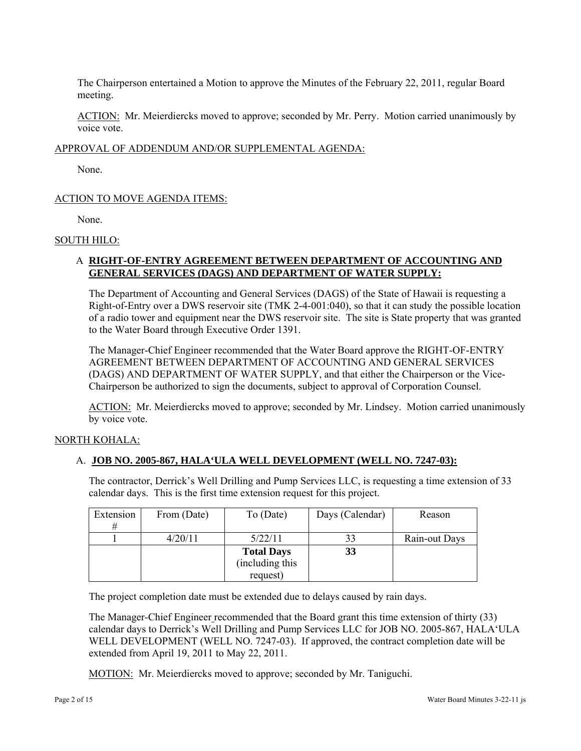The Chairperson entertained a Motion to approve the Minutes of the February 22, 2011, regular Board meeting.

ACTION: Mr. Meierdiercks moved to approve; seconded by Mr. Perry. Motion carried unanimously by voice vote.

APPROVAL OF ADDENDUM AND/OR SUPPLEMENTAL AGENDA:

None.

ACTION TO MOVE AGENDA ITEMS:

None.

SOUTH HILO:

A **RIGHT-OF-ENTRY AGREEMENT BETWEEN DEPARTMENT OF ACCOUNTING AND GENERAL SERVICES (DAGS) AND DEPARTMENT OF WATER SUPPLY:**

The Department of Accounting and General Services (DAGS) of the State of Hawaii is requesting a Right-of-Entry over a DWS reservoir site (TMK 2-4-001:040), so that it can study the possible location of a radio tower and equipment near the DWS reservoir site. The site is State property that was granted to the Water Board through Executive Order 1391.

The Manager-Chief Engineer recommended that the Water Board approve the RIGHT-OF-ENTRY AGREEMENT BETWEEN DEPARTMENT OF ACCOUNTING AND GENERAL SERVICES (DAGS) AND DEPARTMENT OF WATER SUPPLY, and that either the Chairperson or the Vice-Chairperson be authorized to sign the documents, subject to approval of Corporation Counsel.

ACTION: Mr. Meierdiercks moved to approve; seconded by Mr. Lindsey. Motion carried unanimously by voice vote.

NORTH KOHALA:

A. **JOB NO. 2005-867, HALA'ULA WELL DEVELOPMENT (WELL NO. 7247-03):**

The contractor, Derrick's Well Drilling and Pump Services LLC, is requesting a time extension of 33 calendar days. This is the first time extension request for this project.

| Extension # | From (Date) | To (Date) | Days (Calendar) | Reason |
|---|---|---|---|---|
| 1 | 4/20/11 | 5/22/11 | 33 | Rain-out Days |
| | | **Total Days** (including this request) | **33** | |

The project completion date must be extended due to delays caused by rain days.

The Manager-Chief Engineer recommended that the Board grant this time extension of thirty (33) calendar days to Derrick's Well Drilling and Pump Services LLC for JOB NO. 2005-867, HALA'ULA WELL DEVELOPMENT (WELL NO. 7247-03). If approved, the contract completion date will be extended from April 19, 2011 to May 22, 2011.

MOTION: Mr. Meierdiercks moved to approve; seconded by Mr. Taniguchi.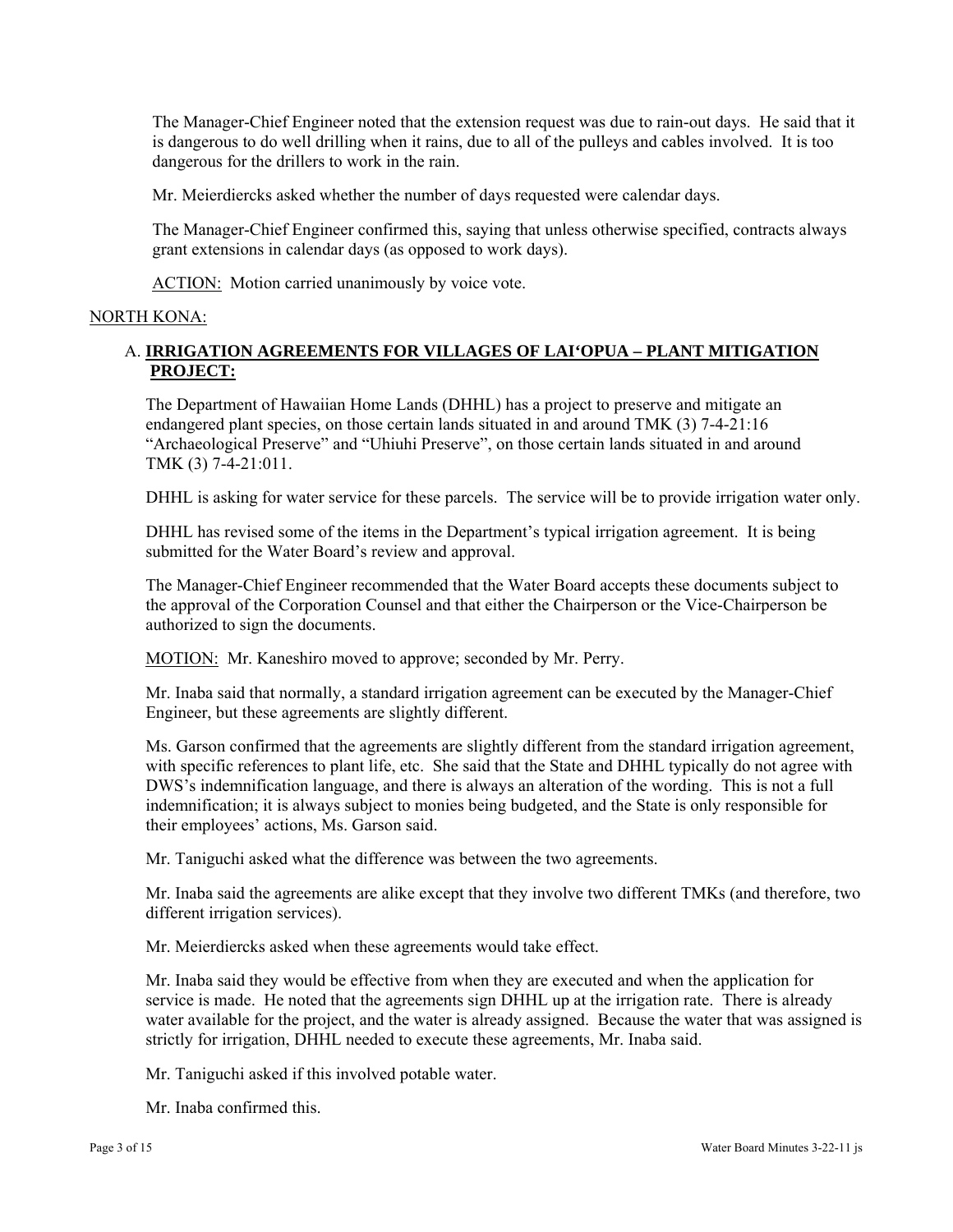The Manager-Chief Engineer noted that the extension request was due to rain-out days. He said that it is dangerous to do well drilling when it rains, due to all of the pulleys and cables involved. It is too dangerous for the drillers to work in the rain.

Mr. Meierdiercks asked whether the number of days requested were calendar days.

The Manager-Chief Engineer confirmed this, saying that unless otherwise specified, contracts always grant extensions in calendar days (as opposed to work days).

ACTION: Motion carried unanimously by voice vote.

NORTH KONA:

A. **IRRIGATION AGREEMENTS FOR VILLAGES OF LAI'OPUA – PLANT MITIGATION PROJECT:**

The Department of Hawaiian Home Lands (DHHL) has a project to preserve and mitigate an endangered plant species, on those certain lands situated in and around TMK (3) 7-4-21:16 "Archaeological Preserve" and "Uhiuhi Preserve", on those certain lands situated in and around TMK (3) 7-4-21:011.

DHHL is asking for water service for these parcels. The service will be to provide irrigation water only.

DHHL has revised some of the items in the Department's typical irrigation agreement. It is being submitted for the Water Board's review and approval.

The Manager-Chief Engineer recommended that the Water Board accepts these documents subject to the approval of the Corporation Counsel and that either the Chairperson or the Vice-Chairperson be authorized to sign the documents.

MOTION: Mr. Kaneshiro moved to approve; seconded by Mr. Perry.

Mr. Inaba said that normally, a standard irrigation agreement can be executed by the Manager-Chief Engineer, but these agreements are slightly different.

Ms. Garson confirmed that the agreements are slightly different from the standard irrigation agreement, with specific references to plant life, etc. She said that the State and DHHL typically do not agree with DWS's indemnification language, and there is always an alteration of the wording. This is not a full indemnification; it is always subject to monies being budgeted, and the State is only responsible for their employees' actions, Ms. Garson said.

Mr. Taniguchi asked what the difference was between the two agreements.

Mr. Inaba said the agreements are alike except that they involve two different TMKs (and therefore, two different irrigation services).

Mr. Meierdiercks asked when these agreements would take effect.

Mr. Inaba said they would be effective from when they are executed and when the application for service is made. He noted that the agreements sign DHHL up at the irrigation rate. There is already water available for the project, and the water is already assigned. Because the water that was assigned is strictly for irrigation, DHHL needed to execute these agreements, Mr. Inaba said.

Mr. Taniguchi asked if this involved potable water.

Mr. Inaba confirmed this.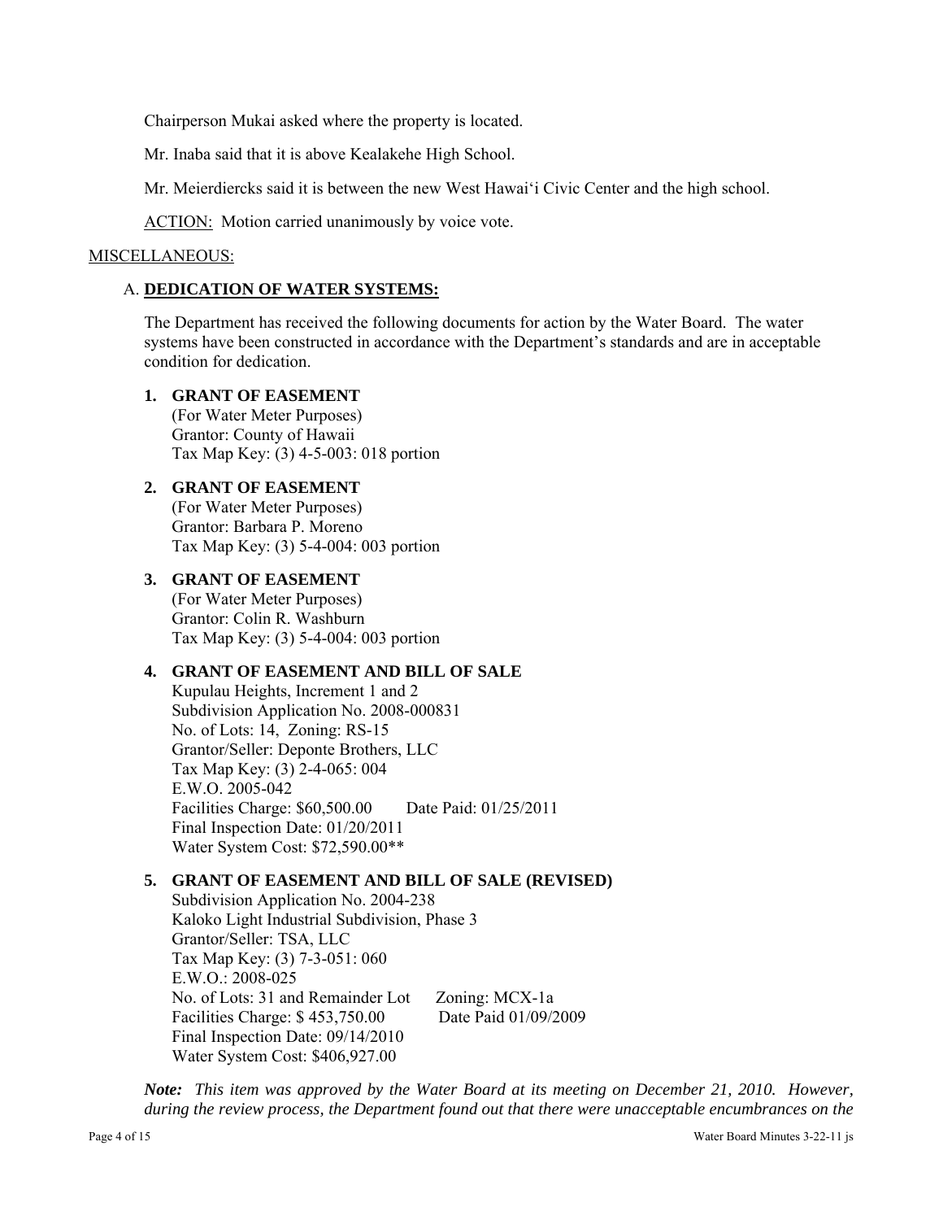Chairperson Mukai asked where the property is located.

Mr. Inaba said that it is above Kealakehe High School.

Mr. Meierdiercks said it is between the new West Hawaiʻi Civic Center and the high school.

ACTION: Motion carried unanimously by voice vote.

MISCELLANEOUS:

A. **DEDICATION OF WATER SYSTEMS:**

The Department has received the following documents for action by the Water Board. The water systems have been constructed in accordance with the Department's standards and are in acceptable condition for dedication.

1. **GRANT OF EASEMENT**
   (For Water Meter Purposes)
   Grantor: County of Hawaii
   Tax Map Key: (3) 4-5-003: 018 portion

2. **GRANT OF EASEMENT**
   (For Water Meter Purposes)
   Grantor: Barbara P. Moreno
   Tax Map Key: (3) 5-4-004: 003 portion

3. **GRANT OF EASEMENT**
   (For Water Meter Purposes)
   Grantor: Colin R. Washburn
   Tax Map Key: (3) 5-4-004: 003 portion

4. **GRANT OF EASEMENT AND BILL OF SALE**
   Kupulau Heights, Increment 1 and 2
   Subdivision Application No. 2008-000831
   No. of Lots: 14, Zoning: RS-15
   Grantor/Seller: Deponte Brothers, LLC
   Tax Map Key: (3) 2-4-065: 004
   E.W.O. 2005-042
   Facilities Charge: $60,500.00 Date Paid: 01/25/2011
   Final Inspection Date: 01/20/2011
   Water System Cost: $72,590.00**

5. **GRANT OF EASEMENT AND BILL OF SALE (REVISED)**
   Subdivision Application No. 2004-238
   Kaloko Light Industrial Subdivision, Phase 3
   Grantor/Seller: TSA, LLC
   Tax Map Key: (3) 7-3-051: 060
   E.W.O.: 2008-025
   No. of Lots: 31 and Remainder Lot Zoning: MCX-1a
   Facilities Charge: $ 453,750.00 Date Paid 01/09/2009
   Final Inspection Date: 09/14/2010
   Water System Cost: $406,927.00

***Note:*** *This item was approved by the Water Board at its meeting on December 21, 2010. However, during the review process, the Department found out that there were unacceptable encumbrances on the*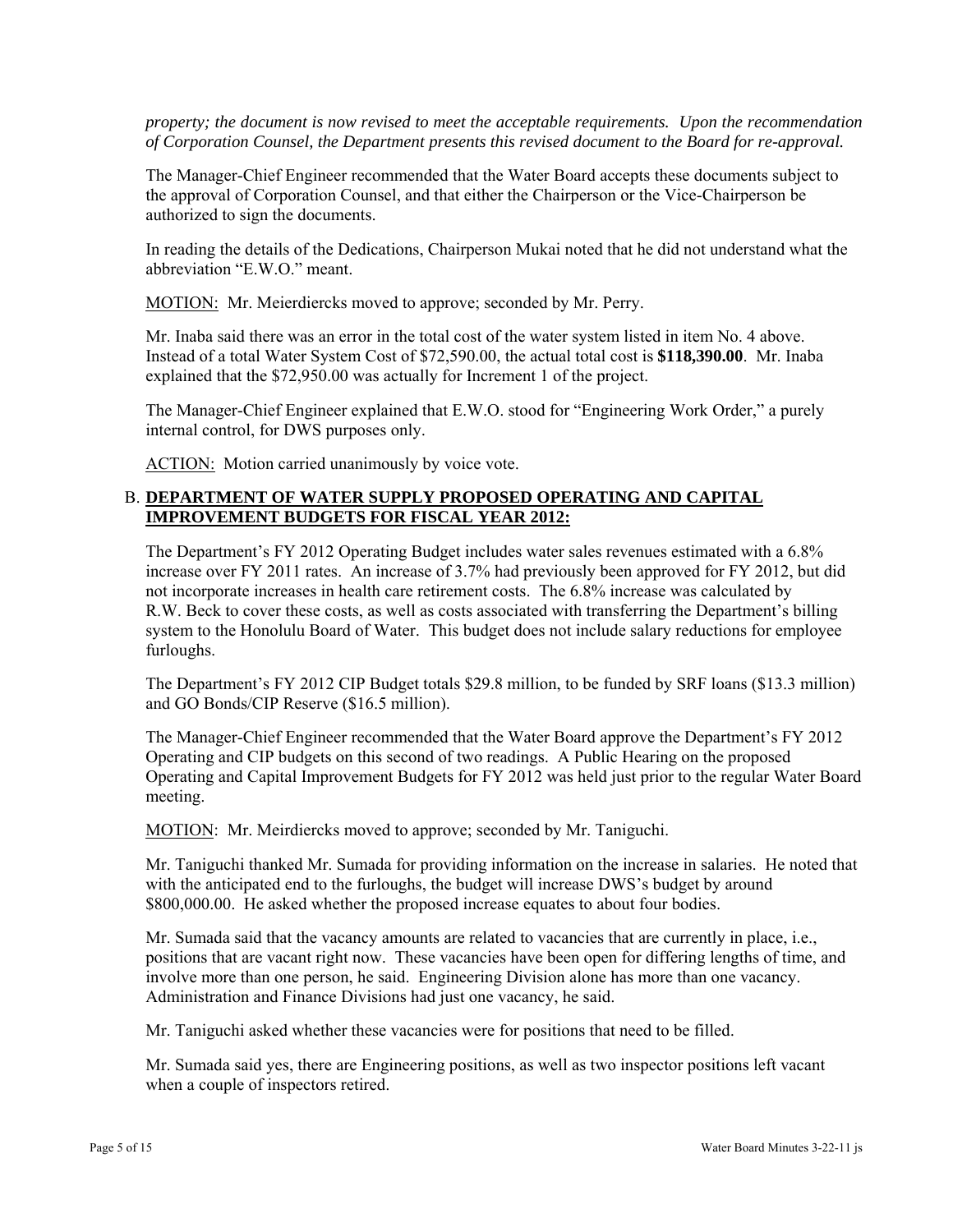*property; the document is now revised to meet the acceptable requirements. Upon the recommendation of Corporation Counsel, the Department presents this revised document to the Board for re-approval.*

The Manager-Chief Engineer recommended that the Water Board accepts these documents subject to the approval of Corporation Counsel, and that either the Chairperson or the Vice-Chairperson be authorized to sign the documents.

In reading the details of the Dedications, Chairperson Mukai noted that he did not understand what the abbreviation "E.W.O." meant.

<u>MOTION:</u> Mr. Meierdiercks moved to approve; seconded by Mr. Perry.

Mr. Inaba said there was an error in the total cost of the water system listed in item No. 4 above. Instead of a total Water System Cost of $72,590.00, the actual total cost is **$118,390.00**. Mr. Inaba explained that the $72,950.00 was actually for Increment 1 of the project.

The Manager-Chief Engineer explained that E.W.O. stood for "Engineering Work Order," a purely internal control, for DWS purposes only.

<u>ACTION:</u> Motion carried unanimously by voice vote.

B. **<u>DEPARTMENT OF WATER SUPPLY PROPOSED OPERATING AND CAPITAL IMPROVEMENT BUDGETS FOR FISCAL YEAR 2012:</u>**

The Department's FY 2012 Operating Budget includes water sales revenues estimated with a 6.8% increase over FY 2011 rates. An increase of 3.7% had previously been approved for FY 2012, but did not incorporate increases in health care retirement costs. The 6.8% increase was calculated by R.W. Beck to cover these costs, as well as costs associated with transferring the Department's billing system to the Honolulu Board of Water. This budget does not include salary reductions for employee furloughs.

The Department's FY 2012 CIP Budget totals $29.8 million, to be funded by SRF loans ($13.3 million) and GO Bonds/CIP Reserve ($16.5 million).

The Manager-Chief Engineer recommended that the Water Board approve the Department's FY 2012 Operating and CIP budgets on this second of two readings. A Public Hearing on the proposed Operating and Capital Improvement Budgets for FY 2012 was held just prior to the regular Water Board meeting.

<u>MOTION</u>: Mr. Meirdiercks moved to approve; seconded by Mr. Taniguchi.

Mr. Taniguchi thanked Mr. Sumada for providing information on the increase in salaries. He noted that with the anticipated end to the furloughs, the budget will increase DWS's budget by around $800,000.00. He asked whether the proposed increase equates to about four bodies.

Mr. Sumada said that the vacancy amounts are related to vacancies that are currently in place, i.e., positions that are vacant right now. These vacancies have been open for differing lengths of time, and involve more than one person, he said. Engineering Division alone has more than one vacancy. Administration and Finance Divisions had just one vacancy, he said.

Mr. Taniguchi asked whether these vacancies were for positions that need to be filled.

Mr. Sumada said yes, there are Engineering positions, as well as two inspector positions left vacant when a couple of inspectors retired.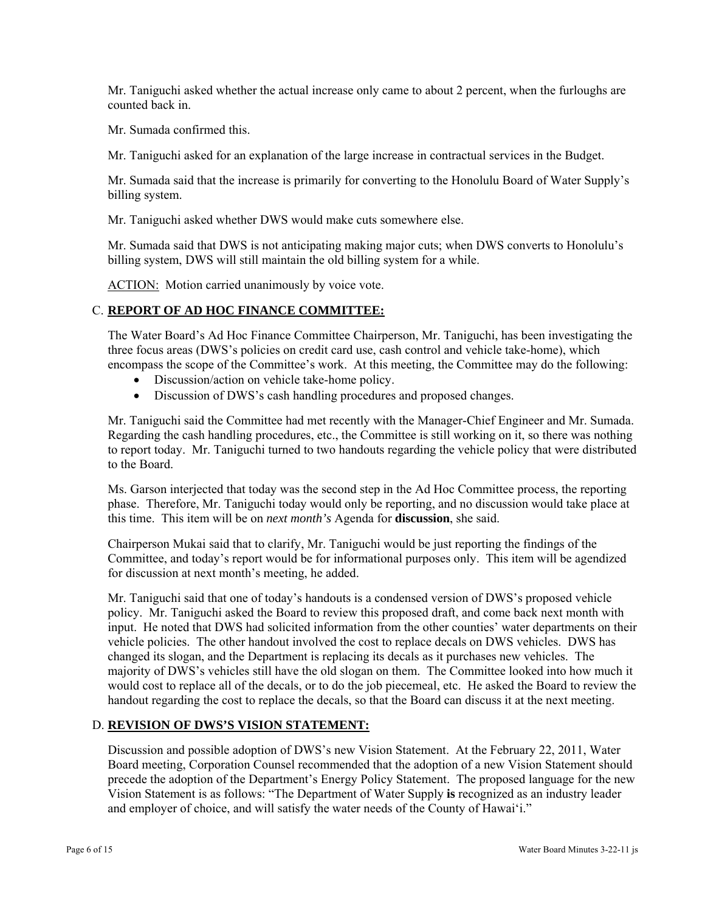Mr. Taniguchi asked whether the actual increase only came to about 2 percent, when the furloughs are counted back in.

Mr. Sumada confirmed this.

Mr. Taniguchi asked for an explanation of the large increase in contractual services in the Budget.

Mr. Sumada said that the increase is primarily for converting to the Honolulu Board of Water Supply's billing system.

Mr. Taniguchi asked whether DWS would make cuts somewhere else.

Mr. Sumada said that DWS is not anticipating making major cuts; when DWS converts to Honolulu's billing system, DWS will still maintain the old billing system for a while.

ACTION: Motion carried unanimously by voice vote.

## C. **REPORT OF AD HOC FINANCE COMMITTEE:**

The Water Board's Ad Hoc Finance Committee Chairperson, Mr. Taniguchi, has been investigating the three focus areas (DWS's policies on credit card use, cash control and vehicle take-home), which encompass the scope of the Committee's work. At this meeting, the Committee may do the following:

- Discussion/action on vehicle take-home policy.
- Discussion of DWS's cash handling procedures and proposed changes.

Mr. Taniguchi said the Committee had met recently with the Manager-Chief Engineer and Mr. Sumada. Regarding the cash handling procedures, etc., the Committee is still working on it, so there was nothing to report today. Mr. Taniguchi turned to two handouts regarding the vehicle policy that were distributed to the Board.

Ms. Garson interjected that today was the second step in the Ad Hoc Committee process, the reporting phase. Therefore, Mr. Taniguchi today would only be reporting, and no discussion would take place at this time. This item will be on *next month's* Agenda for **discussion**, she said.

Chairperson Mukai said that to clarify, Mr. Taniguchi would be just reporting the findings of the Committee, and today's report would be for informational purposes only. This item will be agendized for discussion at next month's meeting, he added.

Mr. Taniguchi said that one of today's handouts is a condensed version of DWS's proposed vehicle policy. Mr. Taniguchi asked the Board to review this proposed draft, and come back next month with input. He noted that DWS had solicited information from the other counties' water departments on their vehicle policies. The other handout involved the cost to replace decals on DWS vehicles. DWS has changed its slogan, and the Department is replacing its decals as it purchases new vehicles. The majority of DWS's vehicles still have the old slogan on them. The Committee looked into how much it would cost to replace all of the decals, or to do the job piecemeal, etc. He asked the Board to review the handout regarding the cost to replace the decals, so that the Board can discuss it at the next meeting.

## D. **REVISION OF DWS'S VISION STATEMENT:**

Discussion and possible adoption of DWS's new Vision Statement. At the February 22, 2011, Water Board meeting, Corporation Counsel recommended that the adoption of a new Vision Statement should precede the adoption of the Department's Energy Policy Statement. The proposed language for the new Vision Statement is as follows: "The Department of Water Supply **is** recognized as an industry leader and employer of choice, and will satisfy the water needs of the County of Hawai'i."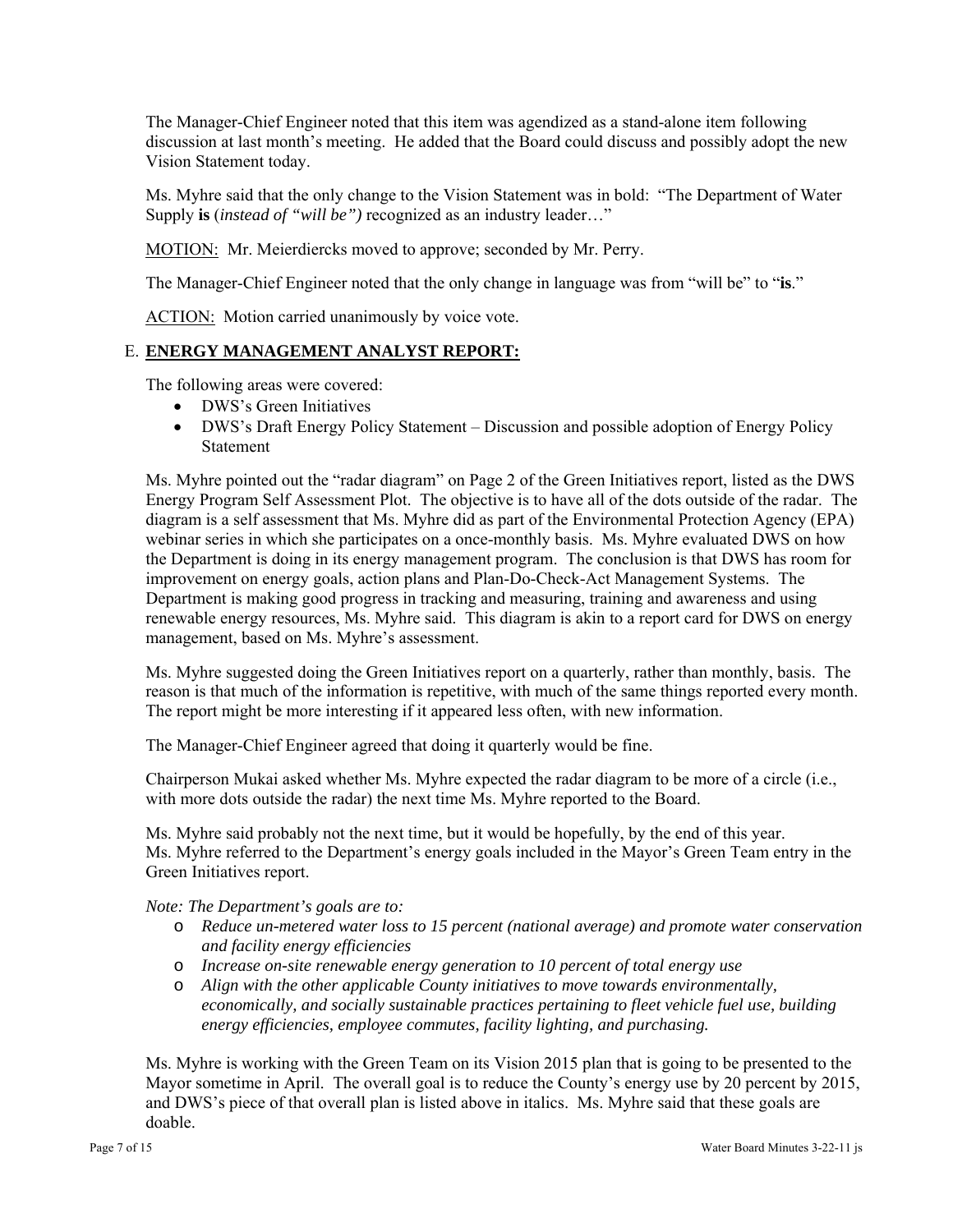The Manager-Chief Engineer noted that this item was agendized as a stand-alone item following discussion at last month's meeting. He added that the Board could discuss and possibly adopt the new Vision Statement today.

Ms. Myhre said that the only change to the Vision Statement was in bold: "The Department of Water Supply **is** (*instead of "will be")* recognized as an industry leader…"

<u>MOTION:</u> Mr. Meierdiercks moved to approve; seconded by Mr. Perry.

The Manager-Chief Engineer noted that the only change in language was from "will be" to "**is**."

<u>ACTION:</u> Motion carried unanimously by voice vote.

## E. <u>ENERGY MANAGEMENT ANALYST REPORT:</u>

The following areas were covered:

- DWS's Green Initiatives
- DWS's Draft Energy Policy Statement – Discussion and possible adoption of Energy Policy Statement

Ms. Myhre pointed out the "radar diagram" on Page 2 of the Green Initiatives report, listed as the DWS Energy Program Self Assessment Plot. The objective is to have all of the dots outside of the radar. The diagram is a self assessment that Ms. Myhre did as part of the Environmental Protection Agency (EPA) webinar series in which she participates on a once-monthly basis. Ms. Myhre evaluated DWS on how the Department is doing in its energy management program. The conclusion is that DWS has room for improvement on energy goals, action plans and Plan-Do-Check-Act Management Systems. The Department is making good progress in tracking and measuring, training and awareness and using renewable energy resources, Ms. Myhre said. This diagram is akin to a report card for DWS on energy management, based on Ms. Myhre's assessment.

Ms. Myhre suggested doing the Green Initiatives report on a quarterly, rather than monthly, basis. The reason is that much of the information is repetitive, with much of the same things reported every month. The report might be more interesting if it appeared less often, with new information.

The Manager-Chief Engineer agreed that doing it quarterly would be fine.

Chairperson Mukai asked whether Ms. Myhre expected the radar diagram to be more of a circle (i.e., with more dots outside the radar) the next time Ms. Myhre reported to the Board.

Ms. Myhre said probably not the next time, but it would be hopefully, by the end of this year. Ms. Myhre referred to the Department's energy goals included in the Mayor's Green Team entry in the Green Initiatives report.

*Note: The Department's goals are to:*

- *Reduce un-metered water loss to 15 percent (national average) and promote water conservation and facility energy efficiencies*
- *Increase on-site renewable energy generation to 10 percent of total energy use*
- *Align with the other applicable County initiatives to move towards environmentally, economically, and socially sustainable practices pertaining to fleet vehicle fuel use, building energy efficiencies, employee commutes, facility lighting, and purchasing.*

Ms. Myhre is working with the Green Team on its Vision 2015 plan that is going to be presented to the Mayor sometime in April. The overall goal is to reduce the County's energy use by 20 percent by 2015, and DWS's piece of that overall plan is listed above in italics. Ms. Myhre said that these goals are doable.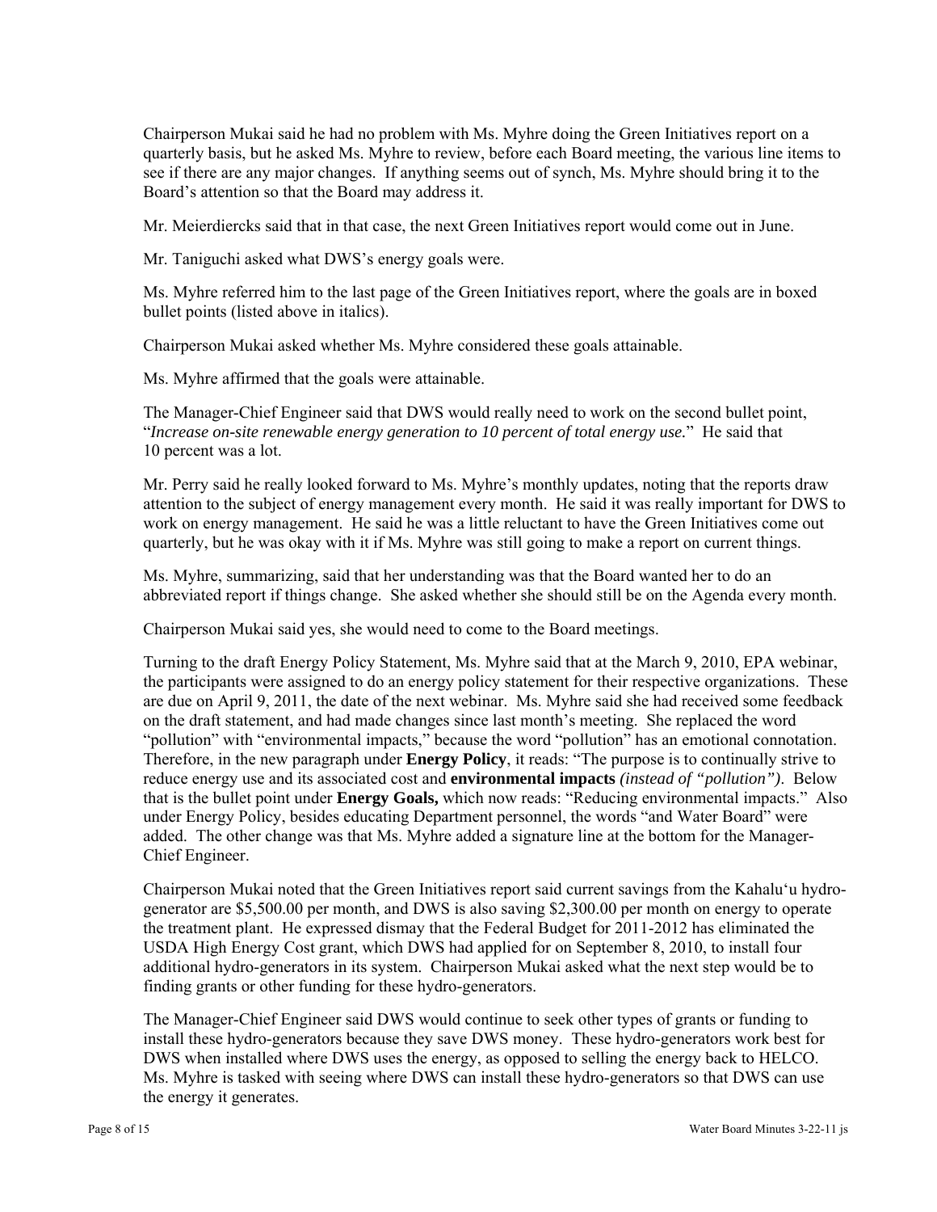Chairperson Mukai said he had no problem with Ms. Myhre doing the Green Initiatives report on a quarterly basis, but he asked Ms. Myhre to review, before each Board meeting, the various line items to see if there are any major changes. If anything seems out of synch, Ms. Myhre should bring it to the Board's attention so that the Board may address it.

Mr. Meierdiercks said that in that case, the next Green Initiatives report would come out in June.

Mr. Taniguchi asked what DWS's energy goals were.

Ms. Myhre referred him to the last page of the Green Initiatives report, where the goals are in boxed bullet points (listed above in italics).

Chairperson Mukai asked whether Ms. Myhre considered these goals attainable.

Ms. Myhre affirmed that the goals were attainable.

The Manager-Chief Engineer said that DWS would really need to work on the second bullet point, "*Increase on-site renewable energy generation to 10 percent of total energy use.*" He said that 10 percent was a lot.

Mr. Perry said he really looked forward to Ms. Myhre's monthly updates, noting that the reports draw attention to the subject of energy management every month. He said it was really important for DWS to work on energy management. He said he was a little reluctant to have the Green Initiatives come out quarterly, but he was okay with it if Ms. Myhre was still going to make a report on current things.

Ms. Myhre, summarizing, said that her understanding was that the Board wanted her to do an abbreviated report if things change. She asked whether she should still be on the Agenda every month.

Chairperson Mukai said yes, she would need to come to the Board meetings.

Turning to the draft Energy Policy Statement, Ms. Myhre said that at the March 9, 2010, EPA webinar, the participants were assigned to do an energy policy statement for their respective organizations. These are due on April 9, 2011, the date of the next webinar. Ms. Myhre said she had received some feedback on the draft statement, and had made changes since last month's meeting. She replaced the word "pollution" with "environmental impacts," because the word "pollution" has an emotional connotation. Therefore, in the new paragraph under **Energy Policy**, it reads: "The purpose is to continually strive to reduce energy use and its associated cost and **environmental impacts** *(instead of "pollution")*. Below that is the bullet point under **Energy Goals,** which now reads: "Reducing environmental impacts." Also under Energy Policy, besides educating Department personnel, the words "and Water Board" were added. The other change was that Ms. Myhre added a signature line at the bottom for the Manager-Chief Engineer.

Chairperson Mukai noted that the Green Initiatives report said current savings from the Kahalu'u hydro-generator are $5,500.00 per month, and DWS is also saving $2,300.00 per month on energy to operate the treatment plant. He expressed dismay that the Federal Budget for 2011-2012 has eliminated the USDA High Energy Cost grant, which DWS had applied for on September 8, 2010, to install four additional hydro-generators in its system. Chairperson Mukai asked what the next step would be to finding grants or other funding for these hydro-generators.

The Manager-Chief Engineer said DWS would continue to seek other types of grants or funding to install these hydro-generators because they save DWS money. These hydro-generators work best for DWS when installed where DWS uses the energy, as opposed to selling the energy back to HELCO. Ms. Myhre is tasked with seeing where DWS can install these hydro-generators so that DWS can use the energy it generates.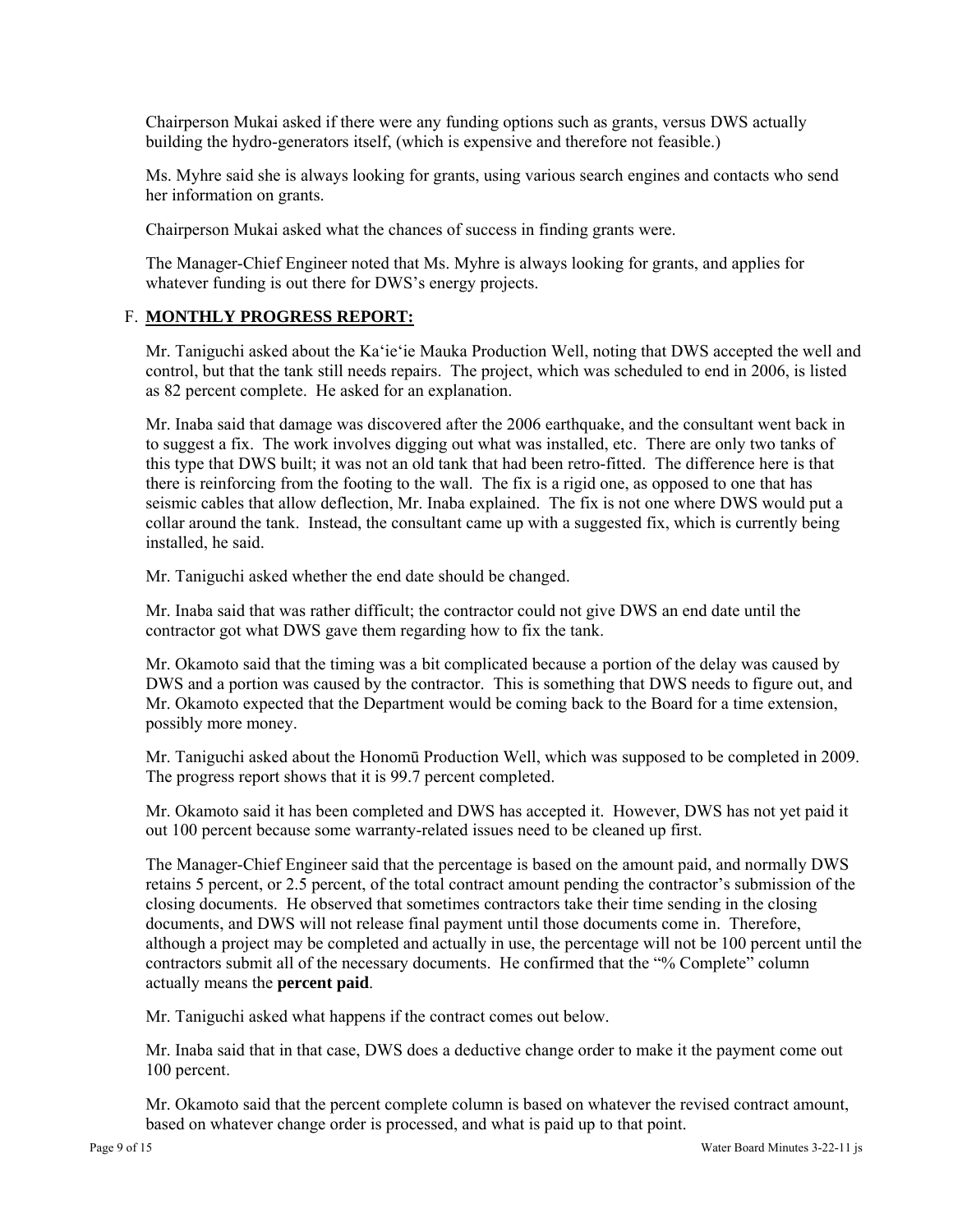Chairperson Mukai asked if there were any funding options such as grants, versus DWS actually building the hydro-generators itself, (which is expensive and therefore not feasible.)

Ms. Myhre said she is always looking for grants, using various search engines and contacts who send her information on grants.

Chairperson Mukai asked what the chances of success in finding grants were.

The Manager-Chief Engineer noted that Ms. Myhre is always looking for grants, and applies for whatever funding is out there for DWS's energy projects.

## F. **MONTHLY PROGRESS REPORT:**

Mr. Taniguchi asked about the Ka'ie'ie Mauka Production Well, noting that DWS accepted the well and control, but that the tank still needs repairs. The project, which was scheduled to end in 2006, is listed as 82 percent complete. He asked for an explanation.

Mr. Inaba said that damage was discovered after the 2006 earthquake, and the consultant went back in to suggest a fix. The work involves digging out what was installed, etc. There are only two tanks of this type that DWS built; it was not an old tank that had been retro-fitted. The difference here is that there is reinforcing from the footing to the wall. The fix is a rigid one, as opposed to one that has seismic cables that allow deflection, Mr. Inaba explained. The fix is not one where DWS would put a collar around the tank. Instead, the consultant came up with a suggested fix, which is currently being installed, he said.

Mr. Taniguchi asked whether the end date should be changed.

Mr. Inaba said that was rather difficult; the contractor could not give DWS an end date until the contractor got what DWS gave them regarding how to fix the tank.

Mr. Okamoto said that the timing was a bit complicated because a portion of the delay was caused by DWS and a portion was caused by the contractor. This is something that DWS needs to figure out, and Mr. Okamoto expected that the Department would be coming back to the Board for a time extension, possibly more money.

Mr. Taniguchi asked about the Honomū Production Well, which was supposed to be completed in 2009. The progress report shows that it is 99.7 percent completed.

Mr. Okamoto said it has been completed and DWS has accepted it. However, DWS has not yet paid it out 100 percent because some warranty-related issues need to be cleaned up first.

The Manager-Chief Engineer said that the percentage is based on the amount paid, and normally DWS retains 5 percent, or 2.5 percent, of the total contract amount pending the contractor's submission of the closing documents. He observed that sometimes contractors take their time sending in the closing documents, and DWS will not release final payment until those documents come in. Therefore, although a project may be completed and actually in use, the percentage will not be 100 percent until the contractors submit all of the necessary documents. He confirmed that the "% Complete" column actually means the **percent paid**.

Mr. Taniguchi asked what happens if the contract comes out below.

Mr. Inaba said that in that case, DWS does a deductive change order to make it the payment come out 100 percent.

Mr. Okamoto said that the percent complete column is based on whatever the revised contract amount, based on whatever change order is processed, and what is paid up to that point.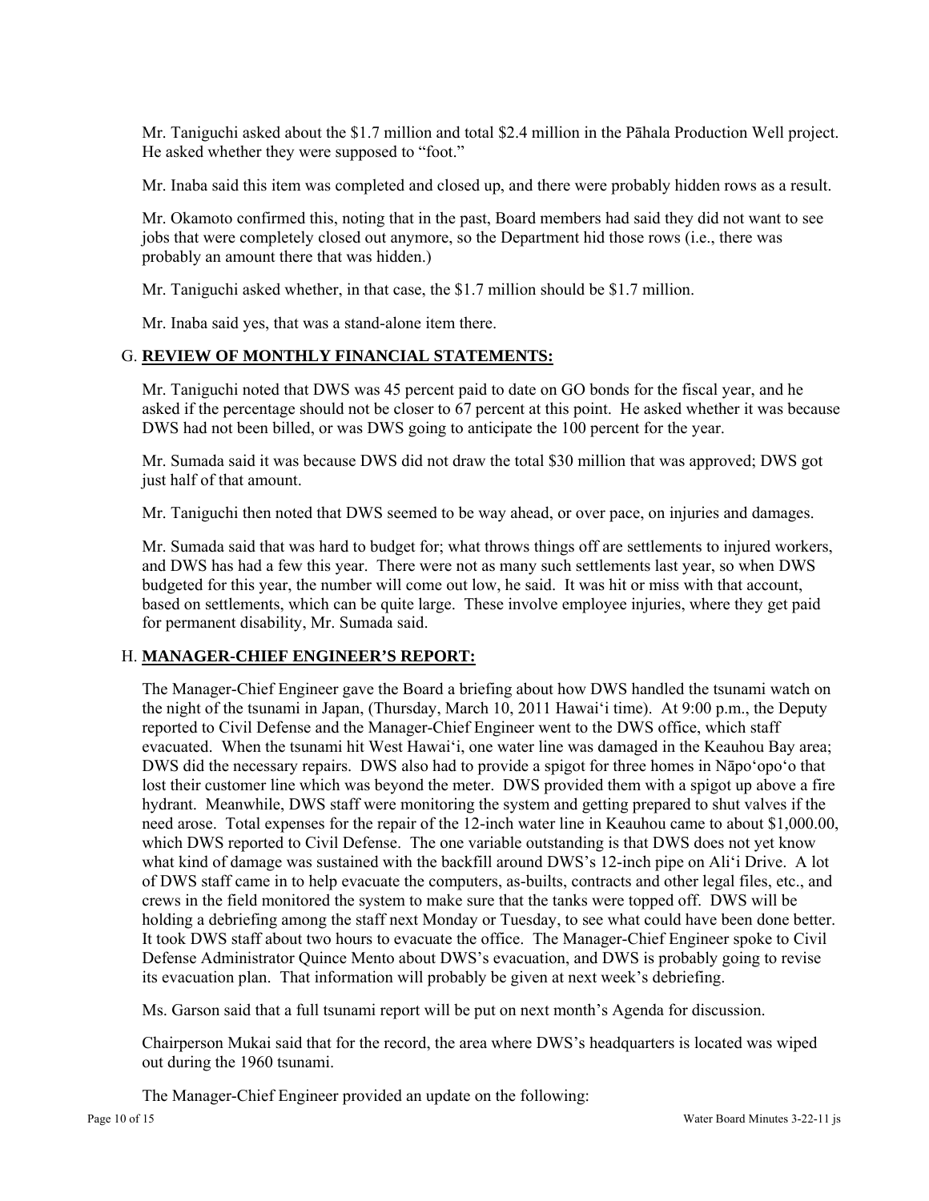Mr. Taniguchi asked about the $1.7 million and total $2.4 million in the Pāhala Production Well project. He asked whether they were supposed to "foot."

Mr. Inaba said this item was completed and closed up, and there were probably hidden rows as a result.

Mr. Okamoto confirmed this, noting that in the past, Board members had said they did not want to see jobs that were completely closed out anymore, so the Department hid those rows (i.e., there was probably an amount there that was hidden.)

Mr. Taniguchi asked whether, in that case, the $1.7 million should be $1.7 million.

Mr. Inaba said yes, that was a stand-alone item there.

## G. **REVIEW OF MONTHLY FINANCIAL STATEMENTS:**

Mr. Taniguchi noted that DWS was 45 percent paid to date on GO bonds for the fiscal year, and he asked if the percentage should not be closer to 67 percent at this point. He asked whether it was because DWS had not been billed, or was DWS going to anticipate the 100 percent for the year.

Mr. Sumada said it was because DWS did not draw the total $30 million that was approved; DWS got just half of that amount.

Mr. Taniguchi then noted that DWS seemed to be way ahead, or over pace, on injuries and damages.

Mr. Sumada said that was hard to budget for; what throws things off are settlements to injured workers, and DWS has had a few this year. There were not as many such settlements last year, so when DWS budgeted for this year, the number will come out low, he said. It was hit or miss with that account, based on settlements, which can be quite large. These involve employee injuries, where they get paid for permanent disability, Mr. Sumada said.

## H. **MANAGER-CHIEF ENGINEER'S REPORT:**

The Manager-Chief Engineer gave the Board a briefing about how DWS handled the tsunami watch on the night of the tsunami in Japan, (Thursday, March 10, 2011 Hawai'i time). At 9:00 p.m., the Deputy reported to Civil Defense and the Manager-Chief Engineer went to the DWS office, which staff evacuated. When the tsunami hit West Hawai'i, one water line was damaged in the Keauhou Bay area; DWS did the necessary repairs. DWS also had to provide a spigot for three homes in Nāpo'opo'o that lost their customer line which was beyond the meter. DWS provided them with a spigot up above a fire hydrant. Meanwhile, DWS staff were monitoring the system and getting prepared to shut valves if the need arose. Total expenses for the repair of the 12-inch water line in Keauhou came to about $1,000.00, which DWS reported to Civil Defense. The one variable outstanding is that DWS does not yet know what kind of damage was sustained with the backfill around DWS's 12-inch pipe on Ali'i Drive. A lot of DWS staff came in to help evacuate the computers, as-builts, contracts and other legal files, etc., and crews in the field monitored the system to make sure that the tanks were topped off. DWS will be holding a debriefing among the staff next Monday or Tuesday, to see what could have been done better. It took DWS staff about two hours to evacuate the office. The Manager-Chief Engineer spoke to Civil Defense Administrator Quince Mento about DWS's evacuation, and DWS is probably going to revise its evacuation plan. That information will probably be given at next week's debriefing.

Ms. Garson said that a full tsunami report will be put on next month's Agenda for discussion.

Chairperson Mukai said that for the record, the area where DWS's headquarters is located was wiped out during the 1960 tsunami.

The Manager-Chief Engineer provided an update on the following: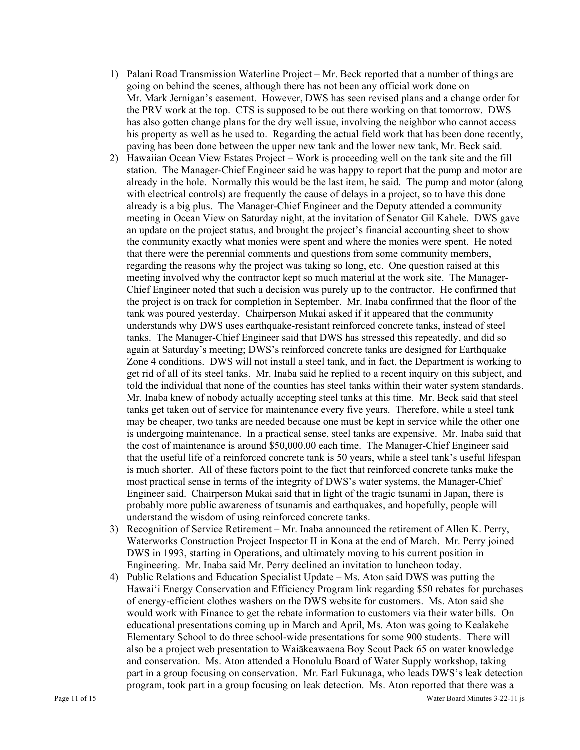1) <u>Palani Road Transmission Waterline Project</u> – Mr. Beck reported that a number of things are going on behind the scenes, although there has not been any official work done on Mr. Mark Jernigan's easement. However, DWS has seen revised plans and a change order for the PRV work at the top. CTS is supposed to be out there working on that tomorrow. DWS has also gotten change plans for the dry well issue, involving the neighbor who cannot access his property as well as he used to. Regarding the actual field work that has been done recently, paving has been done between the upper new tank and the lower new tank, Mr. Beck said.

2) <u>Hawaiian Ocean View Estates Project</u> – Work is proceeding well on the tank site and the fill station. The Manager-Chief Engineer said he was happy to report that the pump and motor are already in the hole. Normally this would be the last item, he said. The pump and motor (along with electrical controls) are frequently the cause of delays in a project, so to have this done already is a big plus. The Manager-Chief Engineer and the Deputy attended a community meeting in Ocean View on Saturday night, at the invitation of Senator Gil Kahele. DWS gave an update on the project status, and brought the project's financial accounting sheet to show the community exactly what monies were spent and where the monies were spent. He noted that there were the perennial comments and questions from some community members, regarding the reasons why the project was taking so long, etc. One question raised at this meeting involved why the contractor kept so much material at the work site. The Manager-Chief Engineer noted that such a decision was purely up to the contractor. He confirmed that the project is on track for completion in September. Mr. Inaba confirmed that the floor of the tank was poured yesterday. Chairperson Mukai asked if it appeared that the community understands why DWS uses earthquake-resistant reinforced concrete tanks, instead of steel tanks. The Manager-Chief Engineer said that DWS has stressed this repeatedly, and did so again at Saturday's meeting; DWS's reinforced concrete tanks are designed for Earthquake Zone 4 conditions. DWS will not install a steel tank, and in fact, the Department is working to get rid of all of its steel tanks. Mr. Inaba said he replied to a recent inquiry on this subject, and told the individual that none of the counties has steel tanks within their water system standards. Mr. Inaba knew of nobody actually accepting steel tanks at this time. Mr. Beck said that steel tanks get taken out of service for maintenance every five years. Therefore, while a steel tank may be cheaper, two tanks are needed because one must be kept in service while the other one is undergoing maintenance. In a practical sense, steel tanks are expensive. Mr. Inaba said that the cost of maintenance is around $50,000.00 each time. The Manager-Chief Engineer said that the useful life of a reinforced concrete tank is 50 years, while a steel tank's useful lifespan is much shorter. All of these factors point to the fact that reinforced concrete tanks make the most practical sense in terms of the integrity of DWS's water systems, the Manager-Chief Engineer said. Chairperson Mukai said that in light of the tragic tsunami in Japan, there is probably more public awareness of tsunamis and earthquakes, and hopefully, people will understand the wisdom of using reinforced concrete tanks.

3) <u>Recognition of Service Retirement</u> – Mr. Inaba announced the retirement of Allen K. Perry, Waterworks Construction Project Inspector II in Kona at the end of March. Mr. Perry joined DWS in 1993, starting in Operations, and ultimately moving to his current position in Engineering. Mr. Inaba said Mr. Perry declined an invitation to luncheon today.

4) <u>Public Relations and Education Specialist Update</u> – Ms. Aton said DWS was putting the Hawai'i Energy Conservation and Efficiency Program link regarding $50 rebates for purchases of energy-efficient clothes washers on the DWS website for customers. Ms. Aton said she would work with Finance to get the rebate information to customers via their water bills. On educational presentations coming up in March and April, Ms. Aton was going to Kealakehe Elementary School to do three school-wide presentations for some 900 students. There will also be a project web presentation to Waiākeawaena Boy Scout Pack 65 on water knowledge and conservation. Ms. Aton attended a Honolulu Board of Water Supply workshop, taking part in a group focusing on conservation. Mr. Earl Fukunaga, who leads DWS's leak detection program, took part in a group focusing on leak detection. Ms. Aton reported that there was a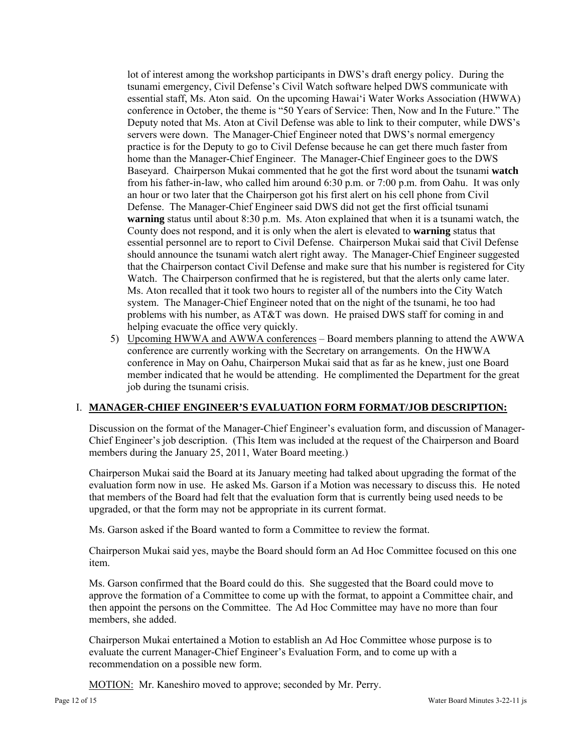lot of interest among the workshop participants in DWS's draft energy policy. During the tsunami emergency, Civil Defense's Civil Watch software helped DWS communicate with essential staff, Ms. Aton said. On the upcoming Hawai'i Water Works Association (HWWA) conference in October, the theme is "50 Years of Service: Then, Now and In the Future." The Deputy noted that Ms. Aton at Civil Defense was able to link to their computer, while DWS's servers were down. The Manager-Chief Engineer noted that DWS's normal emergency practice is for the Deputy to go to Civil Defense because he can get there much faster from home than the Manager-Chief Engineer. The Manager-Chief Engineer goes to the DWS Baseyard. Chairperson Mukai commented that he got the first word about the tsunami **watch** from his father-in-law, who called him around 6:30 p.m. or 7:00 p.m. from Oahu. It was only an hour or two later that the Chairperson got his first alert on his cell phone from Civil Defense. The Manager-Chief Engineer said DWS did not get the first official tsunami **warning** status until about 8:30 p.m. Ms. Aton explained that when it is a tsunami watch, the County does not respond, and it is only when the alert is elevated to **warning** status that essential personnel are to report to Civil Defense. Chairperson Mukai said that Civil Defense should announce the tsunami watch alert right away. The Manager-Chief Engineer suggested that the Chairperson contact Civil Defense and make sure that his number is registered for City Watch. The Chairperson confirmed that he is registered, but that the alerts only came later. Ms. Aton recalled that it took two hours to register all of the numbers into the City Watch system. The Manager-Chief Engineer noted that on the night of the tsunami, he too had problems with his number, as AT&T was down. He praised DWS staff for coming in and helping evacuate the office very quickly.

5) <u>Upcoming HWWA and AWWA conferences</u> – Board members planning to attend the AWWA conference are currently working with the Secretary on arrangements. On the HWWA conference in May on Oahu, Chairperson Mukai said that as far as he knew, just one Board member indicated that he would be attending. He complimented the Department for the great job during the tsunami crisis.

## I. MANAGER-CHIEF ENGINEER'S EVALUATION FORM FORMAT/JOB DESCRIPTION:

Discussion on the format of the Manager-Chief Engineer's evaluation form, and discussion of Manager-Chief Engineer's job description. (This Item was included at the request of the Chairperson and Board members during the January 25, 2011, Water Board meeting.)

Chairperson Mukai said the Board at its January meeting had talked about upgrading the format of the evaluation form now in use. He asked Ms. Garson if a Motion was necessary to discuss this. He noted that members of the Board had felt that the evaluation form that is currently being used needs to be upgraded, or that the form may not be appropriate in its current format.

Ms. Garson asked if the Board wanted to form a Committee to review the format.

Chairperson Mukai said yes, maybe the Board should form an Ad Hoc Committee focused on this one item.

Ms. Garson confirmed that the Board could do this. She suggested that the Board could move to approve the formation of a Committee to come up with the format, to appoint a Committee chair, and then appoint the persons on the Committee. The Ad Hoc Committee may have no more than four members, she added.

Chairperson Mukai entertained a Motion to establish an Ad Hoc Committee whose purpose is to evaluate the current Manager-Chief Engineer's Evaluation Form, and to come up with a recommendation on a possible new form.

<u>MOTION:</u> Mr. Kaneshiro moved to approve; seconded by Mr. Perry.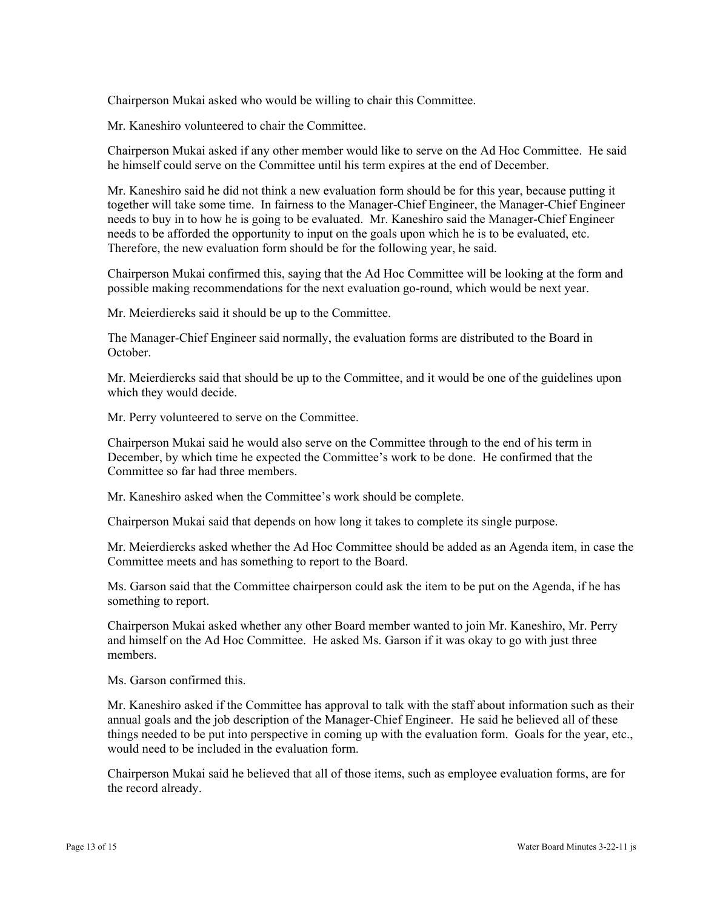Chairperson Mukai asked who would be willing to chair this Committee.

Mr. Kaneshiro volunteered to chair the Committee.

Chairperson Mukai asked if any other member would like to serve on the Ad Hoc Committee. He said he himself could serve on the Committee until his term expires at the end of December.

Mr. Kaneshiro said he did not think a new evaluation form should be for this year, because putting it together will take some time. In fairness to the Manager-Chief Engineer, the Manager-Chief Engineer needs to buy in to how he is going to be evaluated. Mr. Kaneshiro said the Manager-Chief Engineer needs to be afforded the opportunity to input on the goals upon which he is to be evaluated, etc. Therefore, the new evaluation form should be for the following year, he said.

Chairperson Mukai confirmed this, saying that the Ad Hoc Committee will be looking at the form and possible making recommendations for the next evaluation go-round, which would be next year.

Mr. Meierdiercks said it should be up to the Committee.

The Manager-Chief Engineer said normally, the evaluation forms are distributed to the Board in October.

Mr. Meierdiercks said that should be up to the Committee, and it would be one of the guidelines upon which they would decide.

Mr. Perry volunteered to serve on the Committee.

Chairperson Mukai said he would also serve on the Committee through to the end of his term in December, by which time he expected the Committee's work to be done. He confirmed that the Committee so far had three members.

Mr. Kaneshiro asked when the Committee's work should be complete.

Chairperson Mukai said that depends on how long it takes to complete its single purpose.

Mr. Meierdiercks asked whether the Ad Hoc Committee should be added as an Agenda item, in case the Committee meets and has something to report to the Board.

Ms. Garson said that the Committee chairperson could ask the item to be put on the Agenda, if he has something to report.

Chairperson Mukai asked whether any other Board member wanted to join Mr. Kaneshiro, Mr. Perry and himself on the Ad Hoc Committee. He asked Ms. Garson if it was okay to go with just three members.

Ms. Garson confirmed this.

Mr. Kaneshiro asked if the Committee has approval to talk with the staff about information such as their annual goals and the job description of the Manager-Chief Engineer. He said he believed all of these things needed to be put into perspective in coming up with the evaluation form. Goals for the year, etc., would need to be included in the evaluation form.

Chairperson Mukai said he believed that all of those items, such as employee evaluation forms, are for the record already.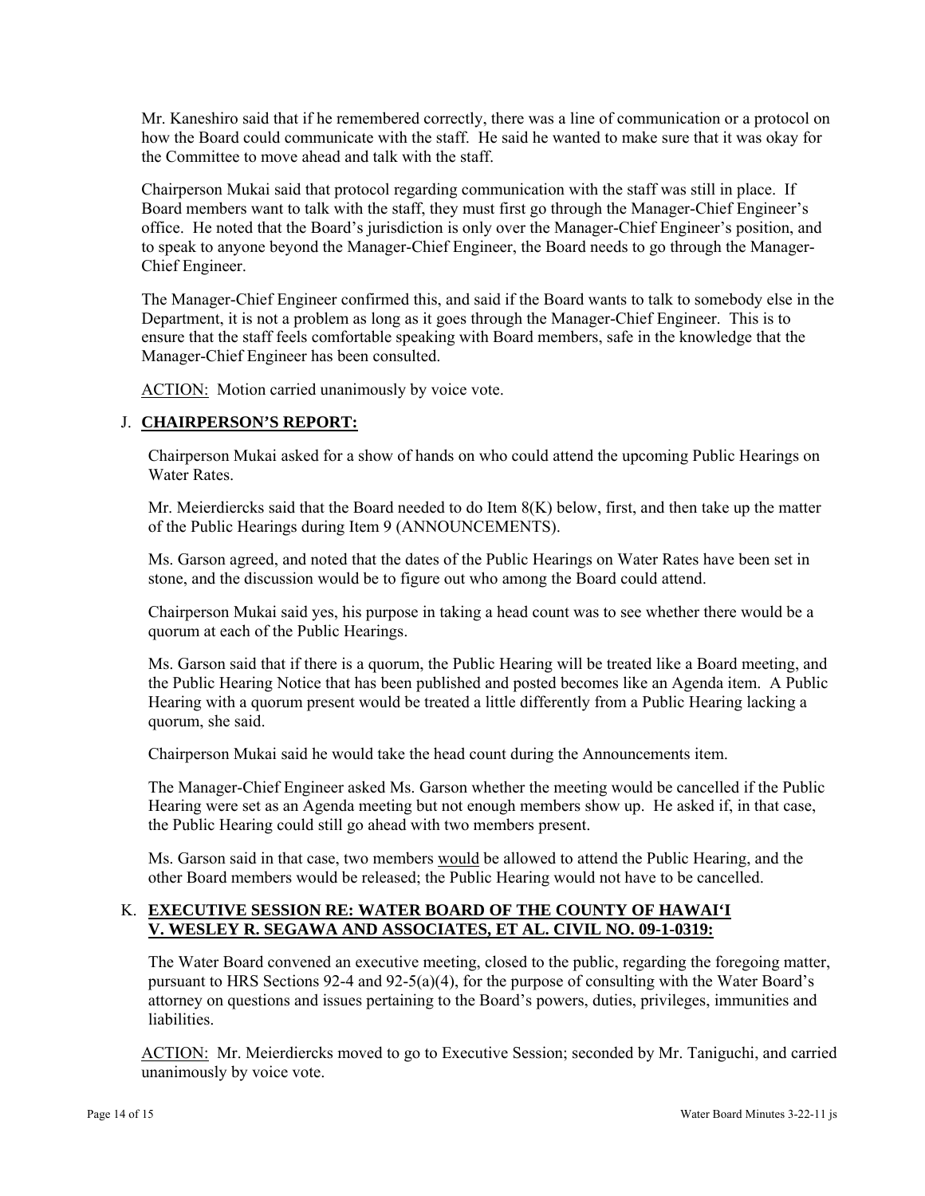Mr. Kaneshiro said that if he remembered correctly, there was a line of communication or a protocol on how the Board could communicate with the staff. He said he wanted to make sure that it was okay for the Committee to move ahead and talk with the staff.

Chairperson Mukai said that protocol regarding communication with the staff was still in place. If Board members want to talk with the staff, they must first go through the Manager-Chief Engineer's office. He noted that the Board's jurisdiction is only over the Manager-Chief Engineer's position, and to speak to anyone beyond the Manager-Chief Engineer, the Board needs to go through the Manager-Chief Engineer.

The Manager-Chief Engineer confirmed this, and said if the Board wants to talk to somebody else in the Department, it is not a problem as long as it goes through the Manager-Chief Engineer. This is to ensure that the staff feels comfortable speaking with Board members, safe in the knowledge that the Manager-Chief Engineer has been consulted.

ACTION: Motion carried unanimously by voice vote.

J. **CHAIRPERSON'S REPORT:**

Chairperson Mukai asked for a show of hands on who could attend the upcoming Public Hearings on Water Rates.

Mr. Meierdiercks said that the Board needed to do Item 8(K) below, first, and then take up the matter of the Public Hearings during Item 9 (ANNOUNCEMENTS).

Ms. Garson agreed, and noted that the dates of the Public Hearings on Water Rates have been set in stone, and the discussion would be to figure out who among the Board could attend.

Chairperson Mukai said yes, his purpose in taking a head count was to see whether there would be a quorum at each of the Public Hearings.

Ms. Garson said that if there is a quorum, the Public Hearing will be treated like a Board meeting, and the Public Hearing Notice that has been published and posted becomes like an Agenda item. A Public Hearing with a quorum present would be treated a little differently from a Public Hearing lacking a quorum, she said.

Chairperson Mukai said he would take the head count during the Announcements item.

The Manager-Chief Engineer asked Ms. Garson whether the meeting would be cancelled if the Public Hearing were set as an Agenda meeting but not enough members show up. He asked if, in that case, the Public Hearing could still go ahead with two members present.

Ms. Garson said in that case, two members would be allowed to attend the Public Hearing, and the other Board members would be released; the Public Hearing would not have to be cancelled.

K. **EXECUTIVE SESSION RE: WATER BOARD OF THE COUNTY OF HAWAI'I V. WESLEY R. SEGAWA AND ASSOCIATES, ET AL. CIVIL NO. 09-1-0319:**

The Water Board convened an executive meeting, closed to the public, regarding the foregoing matter, pursuant to HRS Sections 92-4 and 92-5(a)(4), for the purpose of consulting with the Water Board's attorney on questions and issues pertaining to the Board's powers, duties, privileges, immunities and liabilities.

ACTION: Mr. Meierdiercks moved to go to Executive Session; seconded by Mr. Taniguchi, and carried unanimously by voice vote.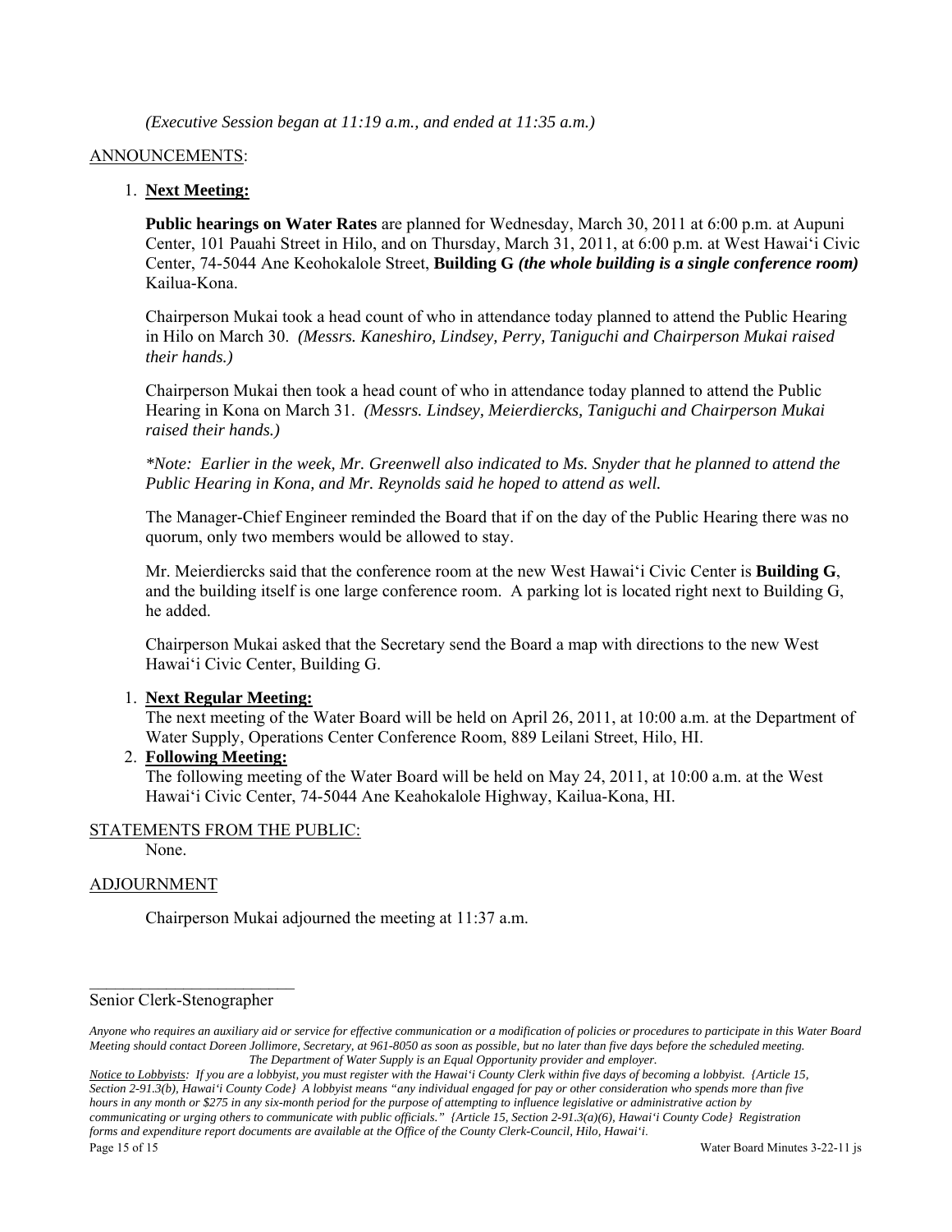*(Executive Session began at 11:19 a.m., and ended at 11:35 a.m.)*

ANNOUNCEMENTS:

1. **Next Meeting:**

   **Public hearings on Water Rates** are planned for Wednesday, March 30, 2011 at 6:00 p.m. at Aupuni Center, 101 Pauahi Street in Hilo, and on Thursday, March 31, 2011, at 6:00 p.m. at West Hawai'i Civic Center, 74-5044 Ane Keohokalole Street, **Building G** ***(the whole building is a single conference room)*** Kailua-Kona.

   Chairperson Mukai took a head count of who in attendance today planned to attend the Public Hearing in Hilo on March 30. *(Messrs. Kaneshiro, Lindsey, Perry, Taniguchi and Chairperson Mukai raised their hands.)*

   Chairperson Mukai then took a head count of who in attendance today planned to attend the Public Hearing in Kona on March 31. *(Messrs. Lindsey, Meierdiercks, Taniguchi and Chairperson Mukai raised their hands.)*

   **Note: Earlier in the week, Mr. Greenwell also indicated to Ms. Snyder that he planned to attend the Public Hearing in Kona, and Mr. Reynolds said he hoped to attend as well.*

   The Manager-Chief Engineer reminded the Board that if on the day of the Public Hearing there was no quorum, only two members would be allowed to stay.

   Mr. Meierdiercks said that the conference room at the new West Hawai'i Civic Center is **Building G**, and the building itself is one large conference room. A parking lot is located right next to Building G, he added.

   Chairperson Mukai asked that the Secretary send the Board a map with directions to the new West Hawai'i Civic Center, Building G.

1. **Next Regular Meeting:**
   The next meeting of the Water Board will be held on April 26, 2011, at 10:00 a.m. at the Department of Water Supply, Operations Center Conference Room, 889 Leilani Street, Hilo, HI.
2. **Following Meeting:**
   The following meeting of the Water Board will be held on May 24, 2011, at 10:00 a.m. at the West Hawai'i Civic Center, 74-5044 Ane Keahokalole Highway, Kailua-Kona, HI.

STATEMENTS FROM THE PUBLIC:

None.

ADJOURNMENT

Chairperson Mukai adjourned the meeting at 11:37 a.m.

\_\_\_\_\_\_\_\_\_\_\_\_\_\_\_\_\_\_\_\_\_\_\_\_\_\_\_\_
Senior Clerk-Stenographer

*Anyone who requires an auxiliary aid or service for effective communication or a modification of policies or procedures to participate in this Water Board Meeting should contact Doreen Jollimore, Secretary, at 961-8050 as soon as possible, but no later than five days before the scheduled meeting. The Department of Water Supply is an Equal Opportunity provider and employer.*

*Notice to Lobbyists: If you are a lobbyist, you must register with the Hawai'i County Clerk within five days of becoming a lobbyist. {Article 15, Section 2-91.3(b), Hawai'i County Code} A lobbyist means "any individual engaged for pay or other consideration who spends more than five hours in any month or $275 in any six-month period for the purpose of attempting to influence legislative or administrative action by communicating or urging others to communicate with public officials." {Article 15, Section 2-91.3(a)(6), Hawai'i County Code} Registration forms and expenditure report documents are available at the Office of the County Clerk-Council, Hilo, Hawai'i.*